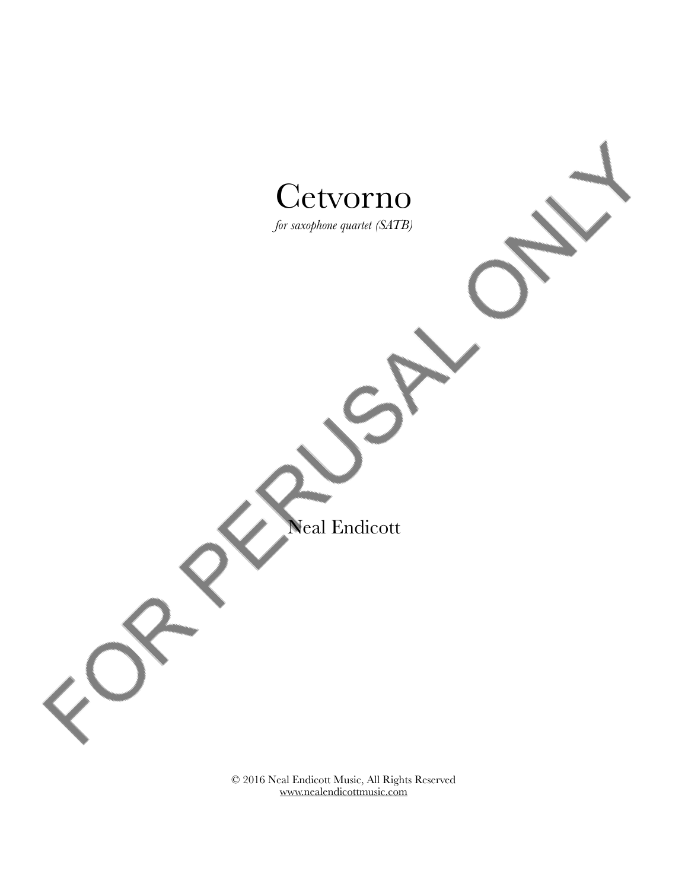# Cetvorno

*for saxophone quartet (SATB)*

Neal Endicott

FOR PERUSAL ONLY

© 2016 Neal Endicott Music, All Rights Reserved
www.nealendicottmusic.com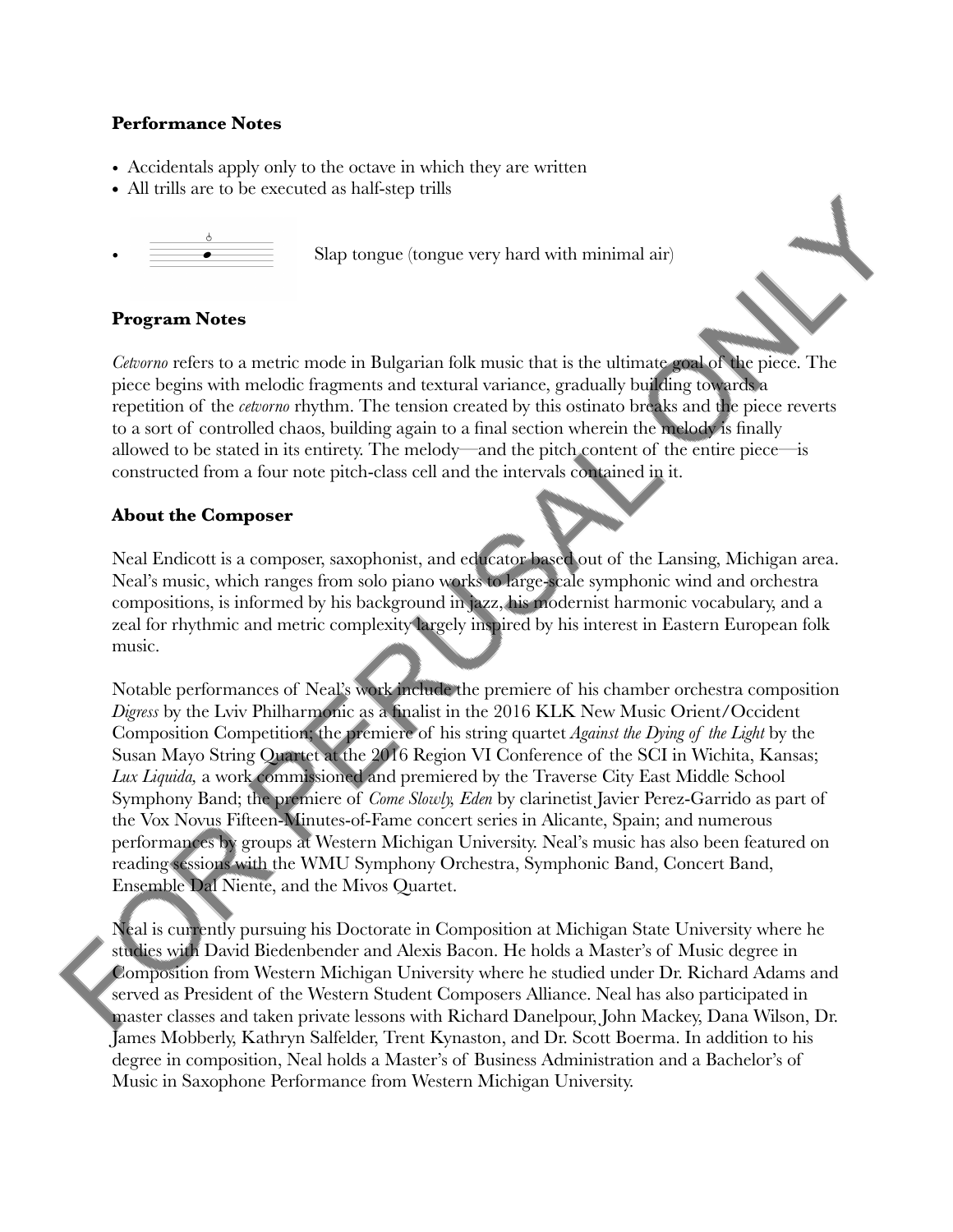### **Performance Notes**

- Accidentals apply only to the octave in which they are written
- All trills are to be executed as half-step trills
- Slap tongue (tongue very hard with minimal air)

### **Program Notes**

*Cetvorno* refers to a metric mode in Bulgarian folk music that is the ultimate goal of the piece. The piece begins with melodic fragments and textural variance, gradually building towards a repetition of the *cetvorno* rhythm. The tension created by this ostinato breaks and the piece reverts to a sort of controlled chaos, building again to a final section wherein the melody is finally allowed to be stated in its entirety. The melody—and the pitch content of the entire piece—is constructed from a four note pitch-class cell and the intervals contained in it.

### **About the Composer**

Neal Endicott is a composer, saxophonist, and educator based out of the Lansing, Michigan area. Neal's music, which ranges from solo piano works to large-scale symphonic wind and orchestra compositions, is informed by his background in jazz, his modernist harmonic vocabulary, and a zeal for rhythmic and metric complexity largely inspired by his interest in Eastern European folk music.

Notable performances of Neal's work include the premiere of his chamber orchestra composition *Digress* by the Lviv Philharmonic as a finalist in the 2016 KLK New Music Orient/Occident Composition Competition; the premiere of his string quartet *Against the Dying of the Light* by the Susan Mayo String Quartet at the 2016 Region VI Conference of the SCI in Wichita, Kansas; *Lux Liquida,* a work commissioned and premiered by the Traverse City East Middle School Symphony Band; the premiere of *Come Slowly, Eden* by clarinetist Javier Perez-Garrido as part of the Vox Novus Fifteen-Minutes-of-Fame concert series in Alicante, Spain; and numerous performances by groups at Western Michigan University. Neal's music has also been featured on reading sessions with the WMU Symphony Orchestra, Symphonic Band, Concert Band, Ensemble Dal Niente, and the Mivos Quartet.

Neal is currently pursuing his Doctorate in Composition at Michigan State University where he studies with David Biedenbender and Alexis Bacon. He holds a Master's of Music degree in Composition from Western Michigan University where he studied under Dr. Richard Adams and served as President of the Western Student Composers Alliance. Neal has also participated in master classes and taken private lessons with Richard Danelpour, John Mackey, Dana Wilson, Dr. James Mobberly, Kathryn Salfelder, Trent Kynaston, and Dr. Scott Boerma. In addition to his degree in composition, Neal holds a Master's of Business Administration and a Bachelor's of Music in Saxophone Performance from Western Michigan University.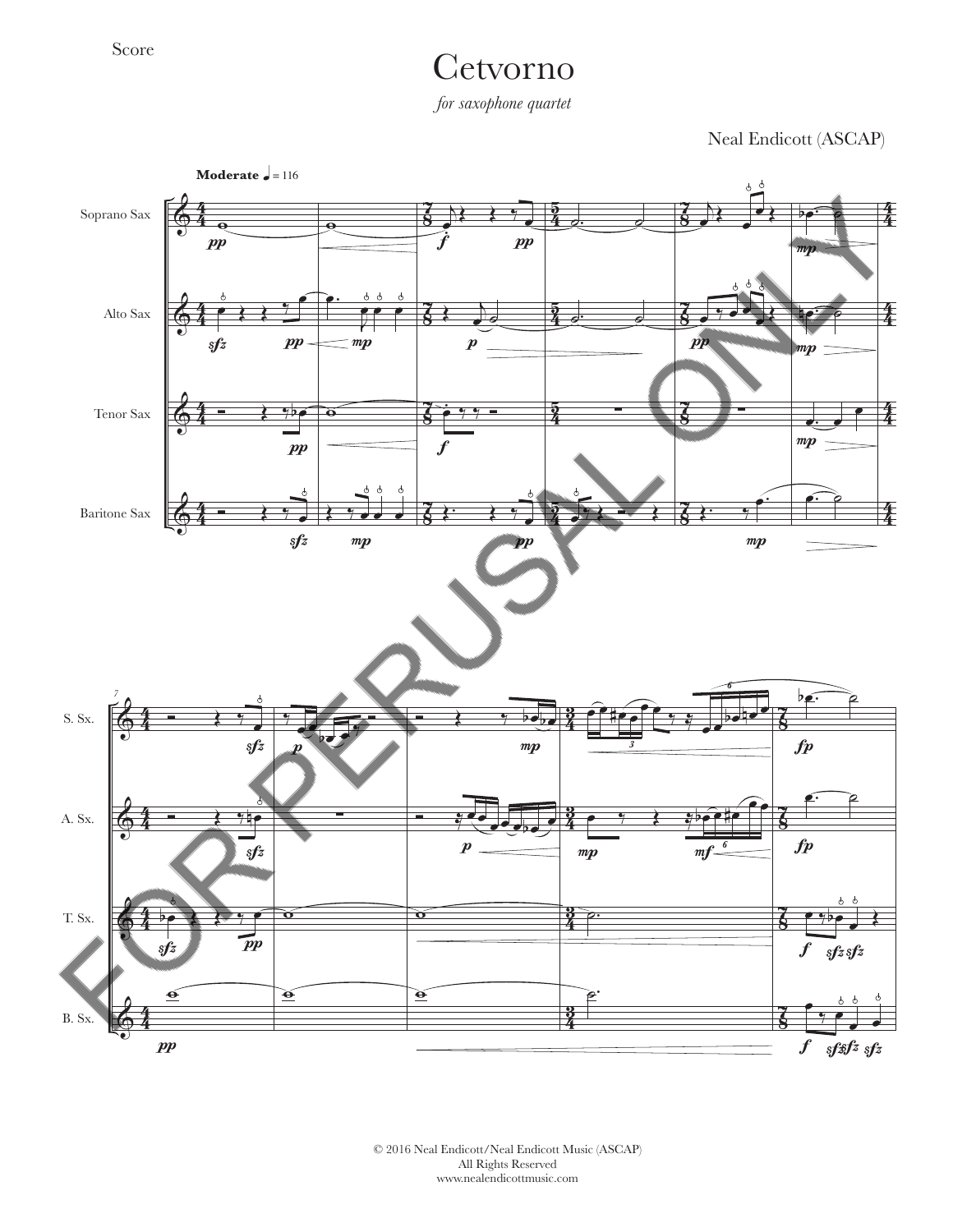Score

# Cetvorno

*for saxophone quartet*

Neal Endicott (ASCAP)

**Moderate** ♩ = 116

Soprano Sax

Alto Sax

Tenor Sax

Baritone Sax

S. Sx.

A. Sx.

T. Sx.

B. Sx.

FOR PERUSAL ONLY

© 2016 Neal Endicott/Neal Endicott Music (ASCAP)
All Rights Reserved
www.nealendicottmusic.com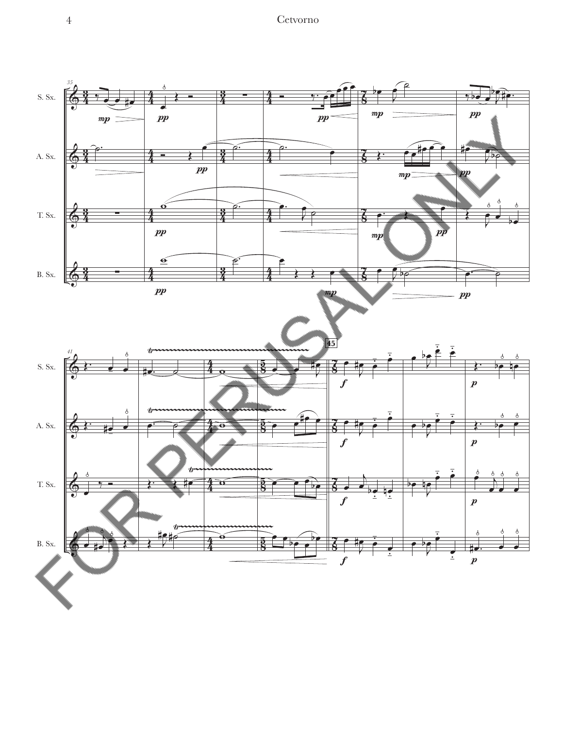S. Sx.

A. Sx.

T. Sx.

B. Sx.

FOR PERUSAL ONLY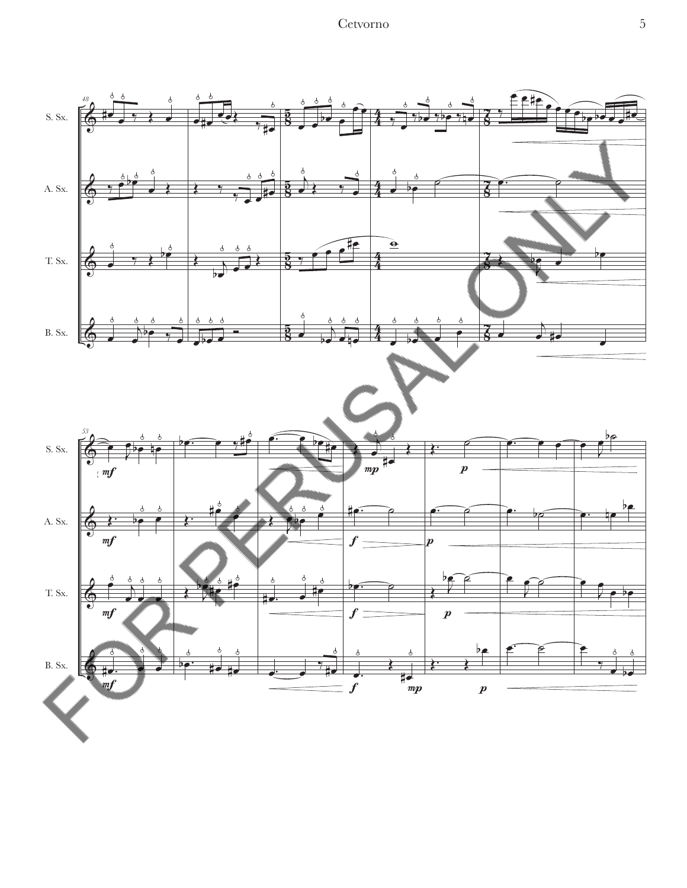S. Sx.

A. Sx.

T. Sx.

B. Sx.

FOR PERUSAL ONLY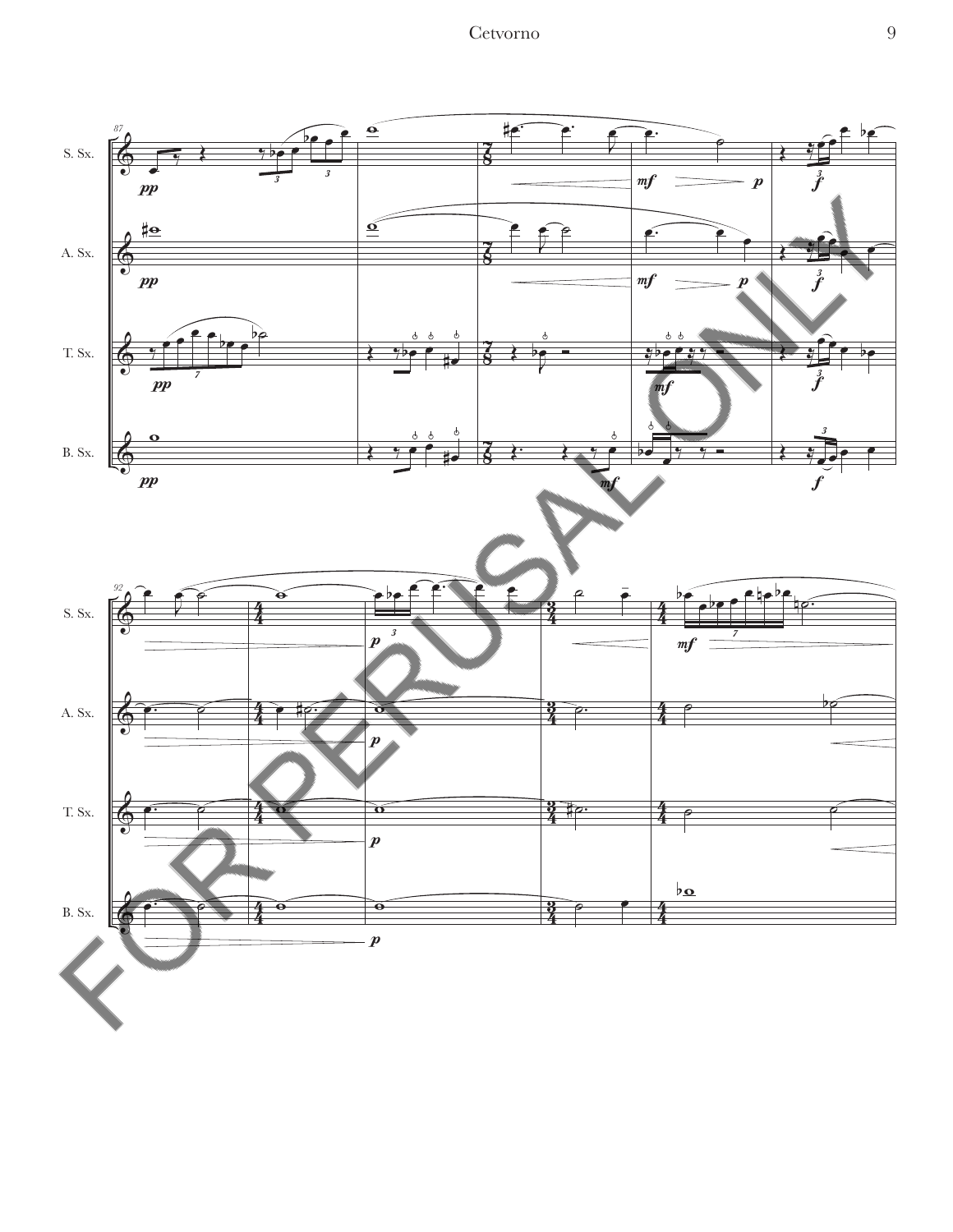FOR PERUSAL ONLY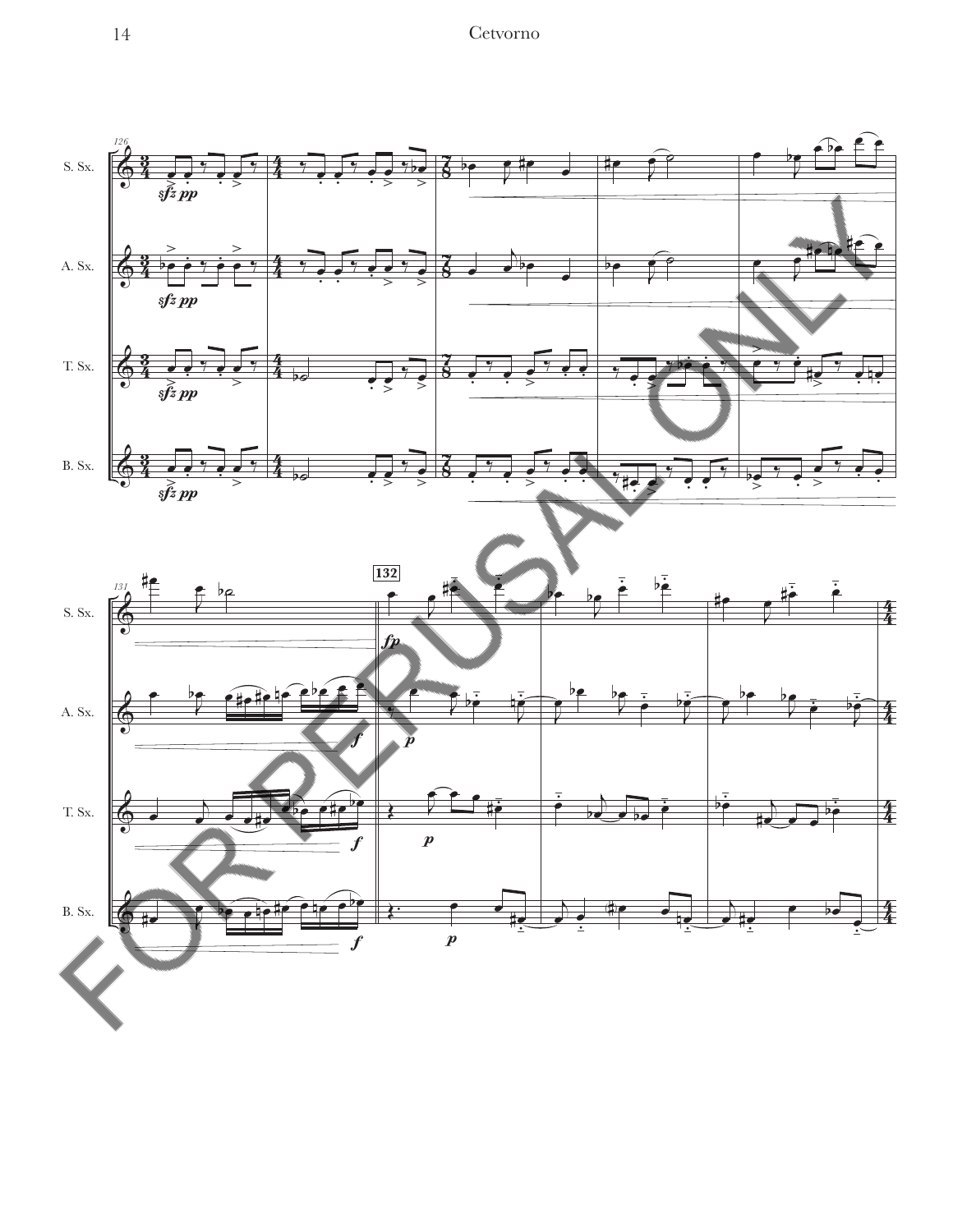S. Sx.

A. Sx.

T. Sx.

B. Sx.

*sfz pp*

*sfz pp*

*sfz pp*

*sfz pp*

**132**

*fp*

*f*

*p*

*f*

*p*

*f*

*p*

FOR PERUSAL ONLY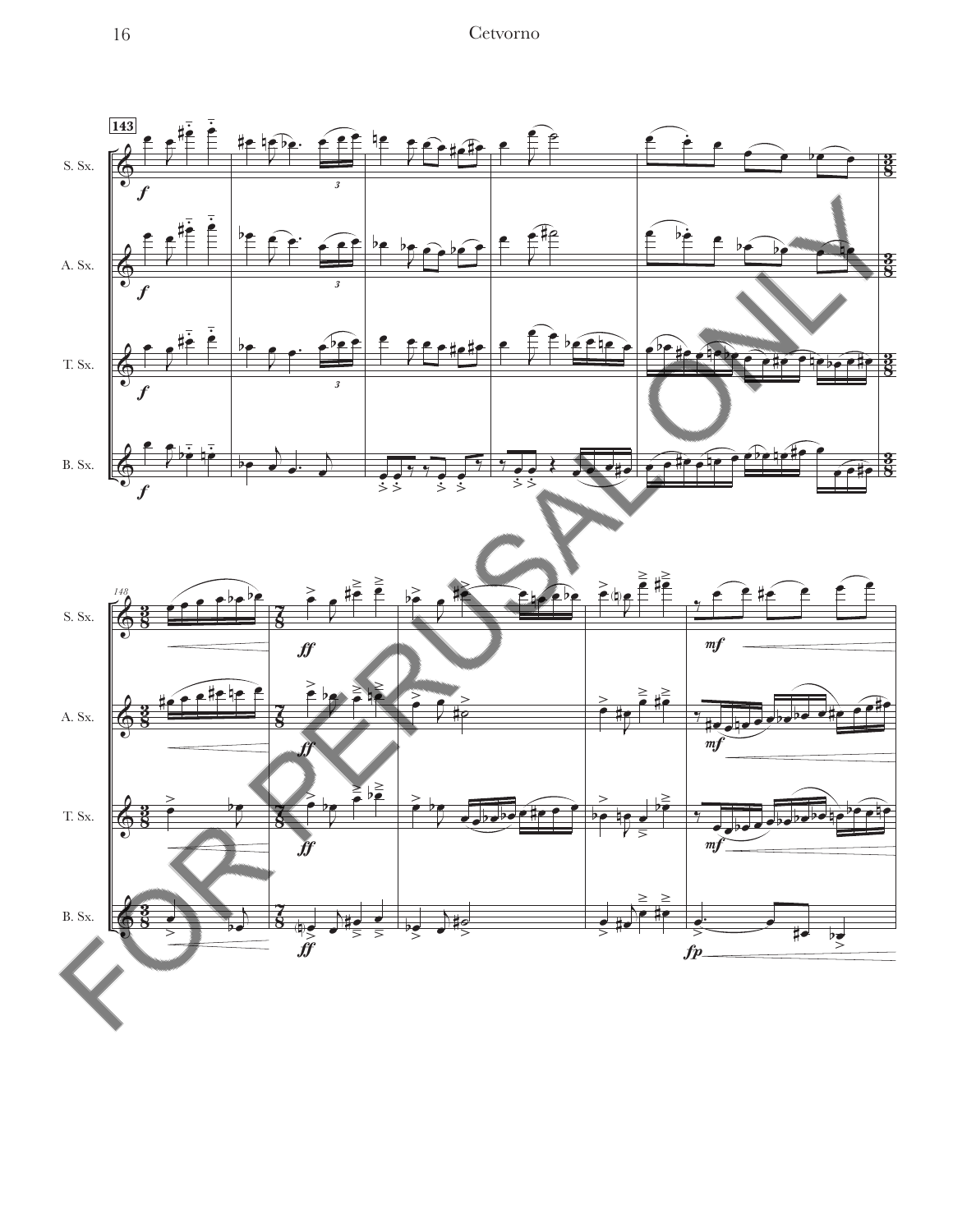S. Sx.

A. Sx.

T. Sx.

B. Sx.

FOR PERUSAL ONLY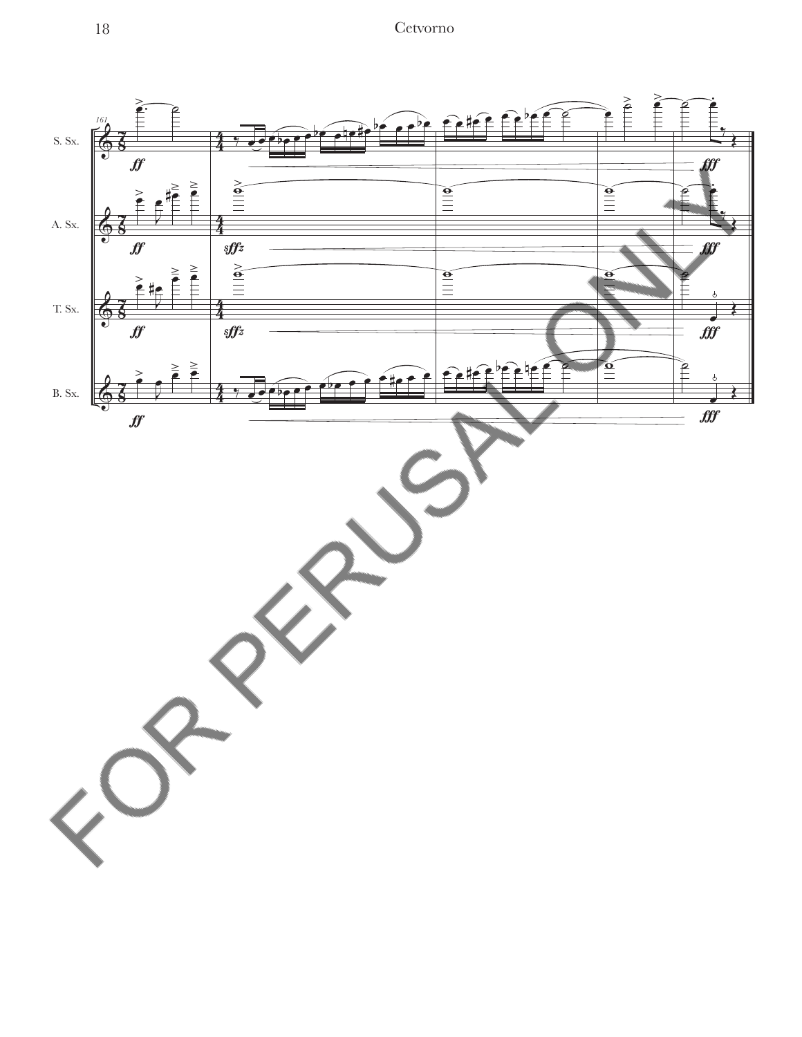161

S. Sx.

A. Sx.

T. Sx.

B. Sx.

ff

sffz

fff

FOR PERUSAL ONLY